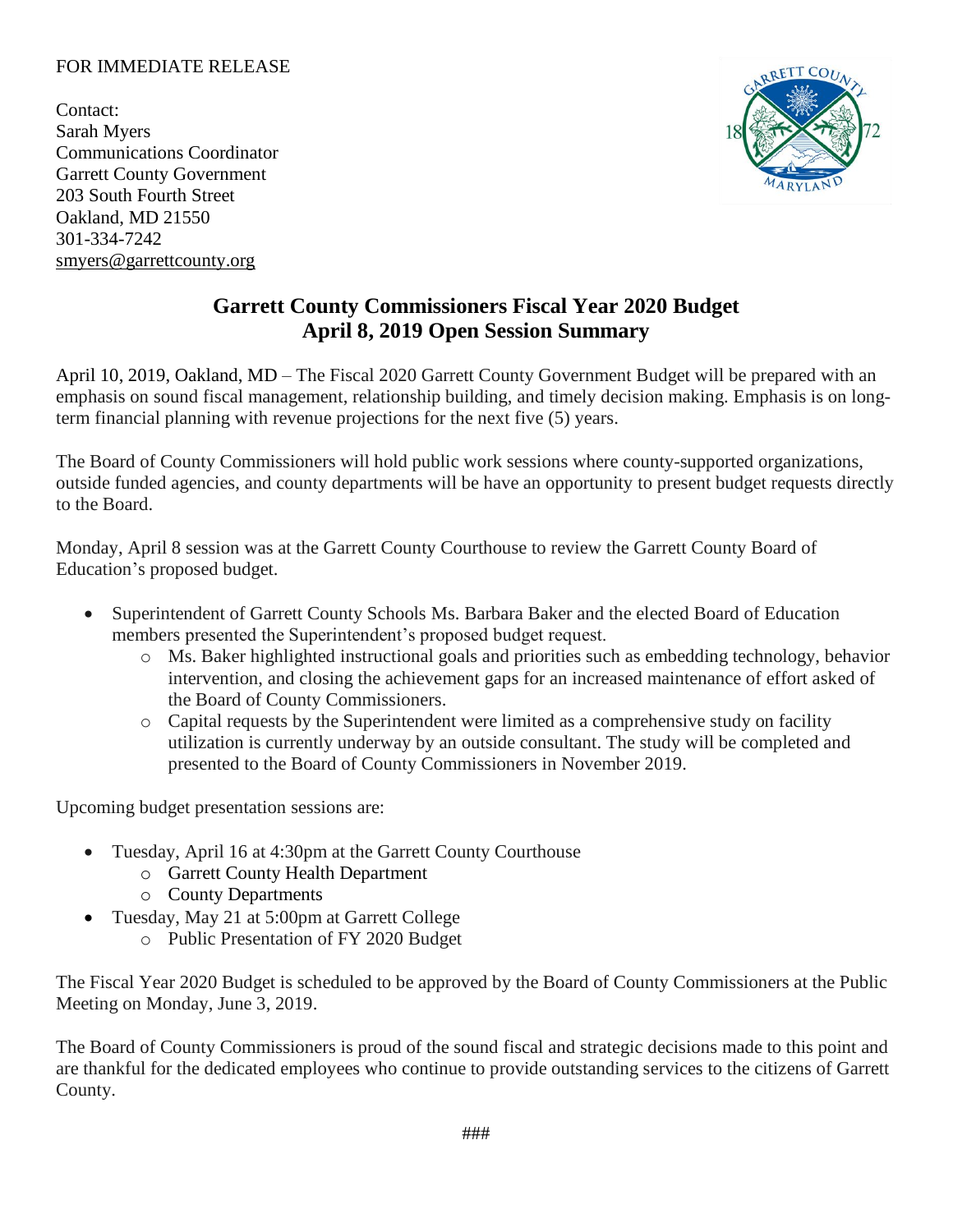FOR IMMEDIATE RELEASE

Contact:
Sarah Myers
Communications Coordinator
Garrett County Government
203 South Fourth Street
Oakland, MD 21550
301-334-7242
smyers@garrettcounty.org

# Garrett County Commissioners Fiscal Year 2020 Budget
# April 8, 2019 Open Session Summary

April 10, 2019, Oakland, MD – The Fiscal 2020 Garrett County Government Budget will be prepared with an emphasis on sound fiscal management, relationship building, and timely decision making. Emphasis is on long-term financial planning with revenue projections for the next five (5) years.

The Board of County Commissioners will hold public work sessions where county-supported organizations, outside funded agencies, and county departments will be have an opportunity to present budget requests directly to the Board.

Monday, April 8 session was at the Garrett County Courthouse to review the Garrett County Board of Education's proposed budget.

- Superintendent of Garrett County Schools Ms. Barbara Baker and the elected Board of Education members presented the Superintendent's proposed budget request.
  - Ms. Baker highlighted instructional goals and priorities such as embedding technology, behavior intervention, and closing the achievement gaps for an increased maintenance of effort asked of the Board of County Commissioners.
  - Capital requests by the Superintendent were limited as a comprehensive study on facility utilization is currently underway by an outside consultant. The study will be completed and presented to the Board of County Commissioners in November 2019.

Upcoming budget presentation sessions are:

- Tuesday, April 16 at 4:30pm at the Garrett County Courthouse
  - Garrett County Health Department
  - County Departments
- Tuesday, May 21 at 5:00pm at Garrett College
  - Public Presentation of FY 2020 Budget

The Fiscal Year 2020 Budget is scheduled to be approved by the Board of County Commissioners at the Public Meeting on Monday, June 3, 2019.

The Board of County Commissioners is proud of the sound fiscal and strategic decisions made to this point and are thankful for the dedicated employees who continue to provide outstanding services to the citizens of Garrett County.

###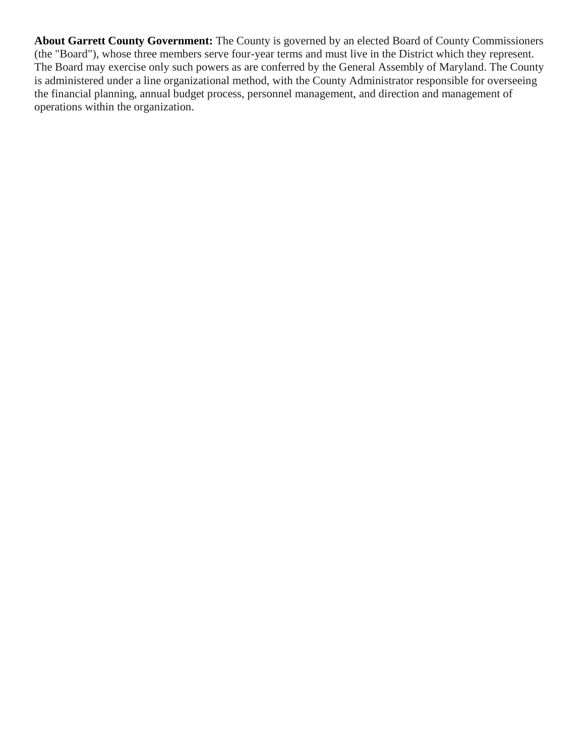**About Garrett County Government:** The County is governed by an elected Board of County Commissioners (the "Board"), whose three members serve four-year terms and must live in the District which they represent. The Board may exercise only such powers as are conferred by the General Assembly of Maryland. The County is administered under a line organizational method, with the County Administrator responsible for overseeing the financial planning, annual budget process, personnel management, and direction and management of operations within the organization.